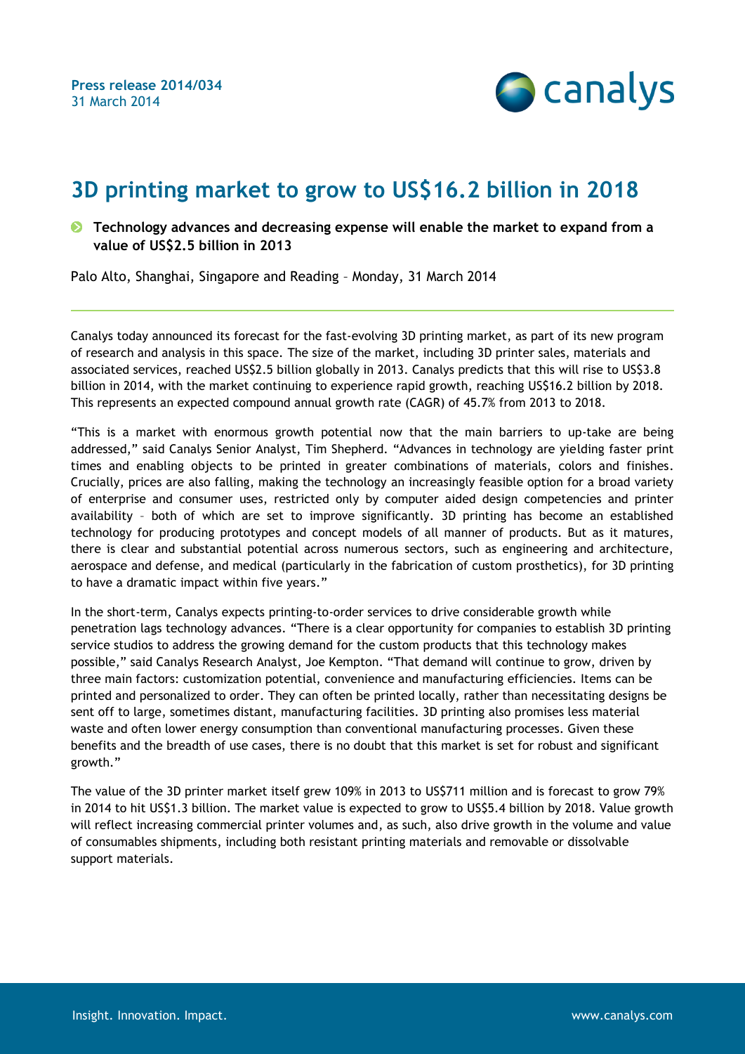**Press release 2014/034**
31 March 2014

# 3D printing market to grow to US$16.2 billion in 2018

- **Technology advances and decreasing expense will enable the market to expand from a value of US$2.5 billion in 2013**

Palo Alto, Shanghai, Singapore and Reading – Monday, 31 March 2014

---

Canalys today announced its forecast for the fast-evolving 3D printing market, as part of its new program of research and analysis in this space. The size of the market, including 3D printer sales, materials and associated services, reached US$2.5 billion globally in 2013. Canalys predicts that this will rise to US$3.8 billion in 2014, with the market continuing to experience rapid growth, reaching US$16.2 billion by 2018. This represents an expected compound annual growth rate (CAGR) of 45.7% from 2013 to 2018.

"This is a market with enormous growth potential now that the main barriers to up-take are being addressed," said Canalys Senior Analyst, Tim Shepherd. "Advances in technology are yielding faster print times and enabling objects to be printed in greater combinations of materials, colors and finishes. Crucially, prices are also falling, making the technology an increasingly feasible option for a broad variety of enterprise and consumer uses, restricted only by computer aided design competencies and printer availability – both of which are set to improve significantly. 3D printing has become an established technology for producing prototypes and concept models of all manner of products. But as it matures, there is clear and substantial potential across numerous sectors, such as engineering and architecture, aerospace and defense, and medical (particularly in the fabrication of custom prosthetics), for 3D printing to have a dramatic impact within five years."

In the short-term, Canalys expects printing-to-order services to drive considerable growth while penetration lags technology advances. "There is a clear opportunity for companies to establish 3D printing service studios to address the growing demand for the custom products that this technology makes possible," said Canalys Research Analyst, Joe Kempton. "That demand will continue to grow, driven by three main factors: customization potential, convenience and manufacturing efficiencies. Items can be printed and personalized to order. They can often be printed locally, rather than necessitating designs be sent off to large, sometimes distant, manufacturing facilities. 3D printing also promises less material waste and often lower energy consumption than conventional manufacturing processes. Given these benefits and the breadth of use cases, there is no doubt that this market is set for robust and significant growth."

The value of the 3D printer market itself grew 109% in 2013 to US$711 million and is forecast to grow 79% in 2014 to hit US$1.3 billion. The market value is expected to grow to US$5.4 billion by 2018. Value growth will reflect increasing commercial printer volumes and, as such, also drive growth in the volume and value of consumables shipments, including both resistant printing materials and removable or dissolvable support materials.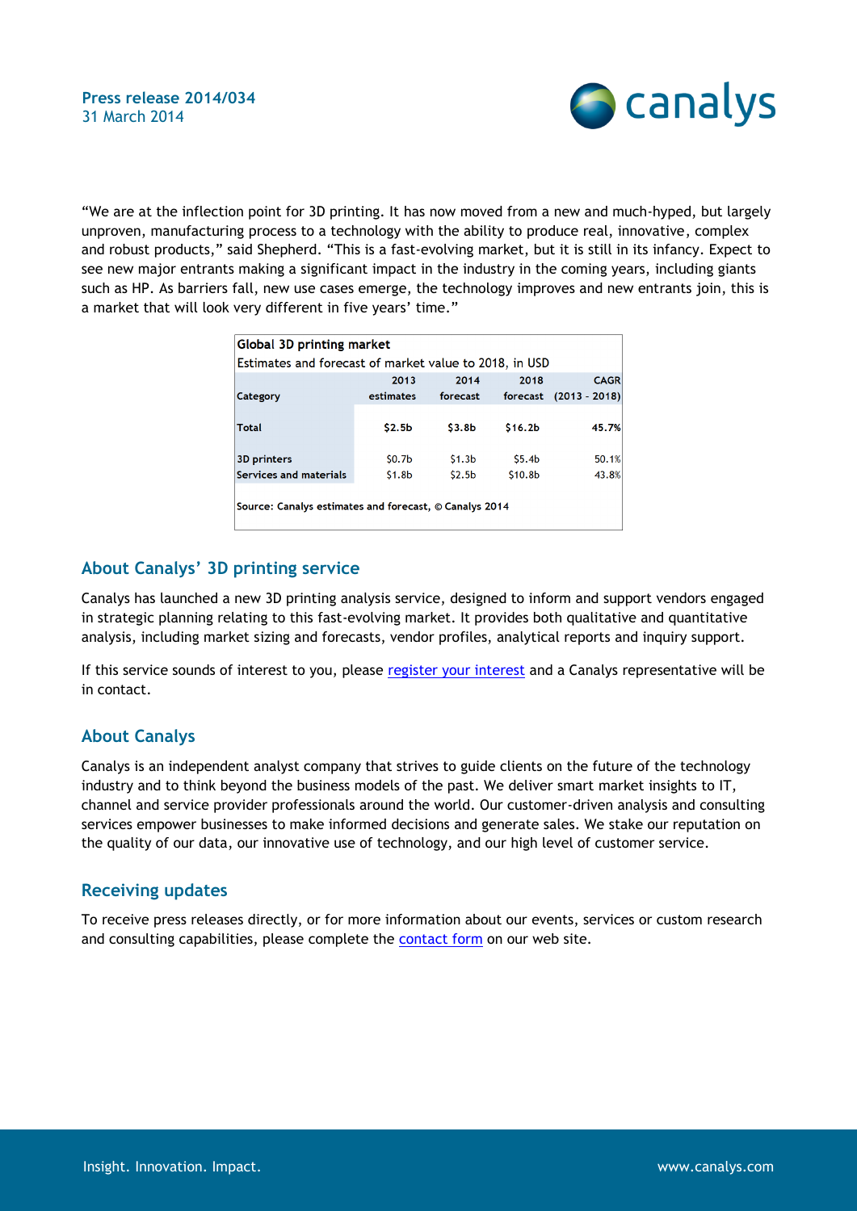"We are at the inflection point for 3D printing. It has now moved from a new and much-hyped, but largely unproven, manufacturing process to a technology with the ability to produce real, innovative, complex and robust products," said Shepherd. "This is a fast-evolving market, but it is still in its infancy. Expect to see new major entrants making a significant impact in the industry in the coming years, including giants such as HP. As barriers fall, new use cases emerge, the technology improves and new entrants join, this is a market that will look very different in five years' time."

**Global 3D printing market**

Estimates and forecast of market value to 2018, in USD

| Category | 2013 estimates | 2014 forecast | 2018 forecast | CAGR (2013 - 2018) |
|---|---|---|---|---|
| **Total** | **$2.5b** | **$3.8b** | **$16.2b** | **45.7%** |
| 3D printers | $0.7b | $1.3b | $5.4b | 50.1% |
| Services and materials | $1.8b | $2.5b | $10.8b | 43.8% |

Source: Canalys estimates and forecast, © Canalys 2014

## About Canalys' 3D printing service

Canalys has launched a new 3D printing analysis service, designed to inform and support vendors engaged in strategic planning relating to this fast-evolving market. It provides both qualitative and quantitative analysis, including market sizing and forecasts, vendor profiles, analytical reports and inquiry support.

If this service sounds of interest to you, please register your interest and a Canalys representative will be in contact.

## About Canalys

Canalys is an independent analyst company that strives to guide clients on the future of the technology industry and to think beyond the business models of the past. We deliver smart market insights to IT, channel and service provider professionals around the world. Our customer-driven analysis and consulting services empower businesses to make informed decisions and generate sales. We stake our reputation on the quality of our data, our innovative use of technology, and our high level of customer service.

## Receiving updates

To receive press releases directly, or for more information about our events, services or custom research and consulting capabilities, please complete the contact form on our web site.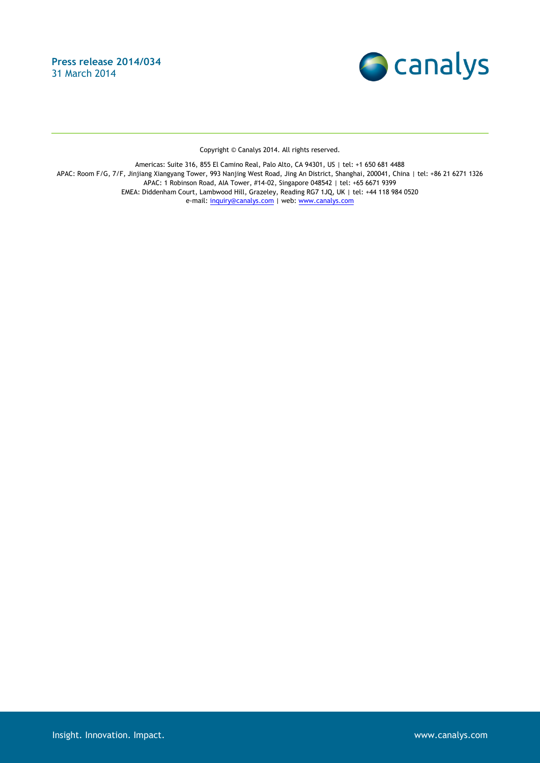**Press release 2014/034**
31 March 2014

Copyright © Canalys 2014. All rights reserved.

Americas: Suite 316, 855 El Camino Real, Palo Alto, CA 94301, US | tel: +1 650 681 4488
APAC: Room F/G, 7/F, Jinjiang Xiangyang Tower, 993 Nanjing West Road, Jing An District, Shanghai, 200041, China | tel: +86 21 6271 1326
APAC: 1 Robinson Road, AIA Tower, #14-02, Singapore 048542 | tel: +65 6671 9399
EMEA: Diddenham Court, Lambwood Hill, Grazeley, Reading RG7 1JQ, UK | tel: +44 118 984 0520
e-mail: inquiry@canalys.com | web: www.canalys.com

Insight. Innovation. Impact.